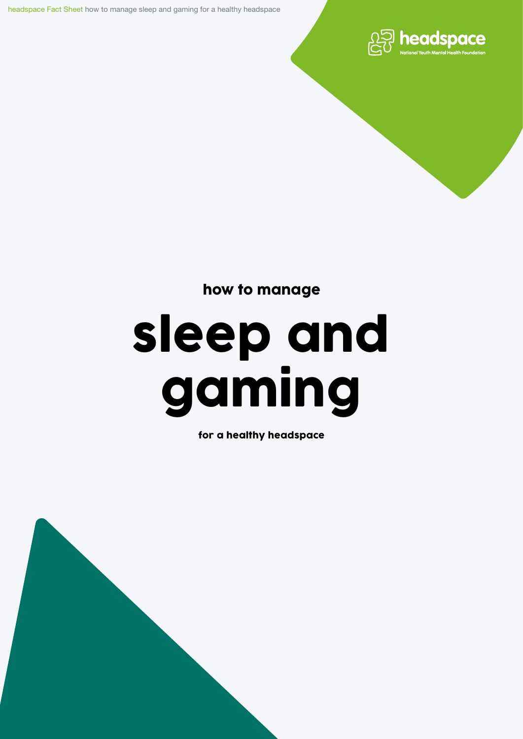how to manage

# sleep and gaming

for a healthy headspace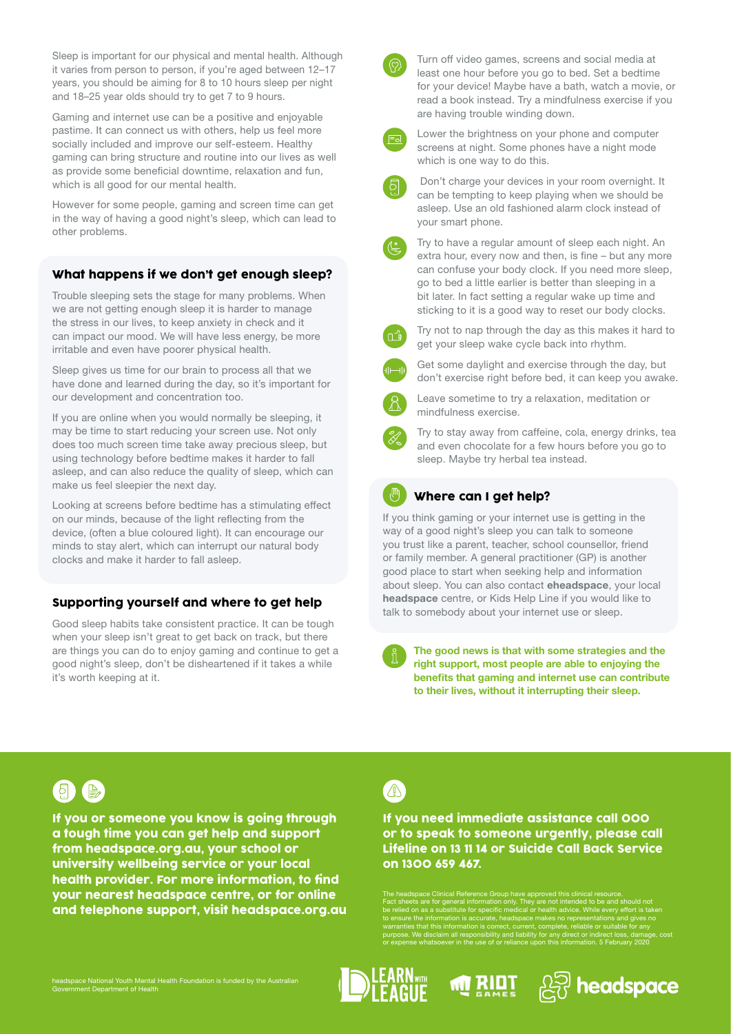Sleep is important for our physical and mental health. Although it varies from person to person, if you're aged between 12–17 years, you should be aiming for 8 to 10 hours sleep per night and 18–25 year olds should try to get 7 to 9 hours.

Gaming and internet use can be a positive and enjoyable pastime. It can connect us with others, help us feel more socially included and improve our self-esteem. Healthy gaming can bring structure and routine into our lives as well as provide some beneficial downtime, relaxation and fun, which is all good for our mental health.

However for some people, gaming and screen time can get in the way of having a good night's sleep, which can lead to other problems.

## What happens if we don't get enough sleep?

Trouble sleeping sets the stage for many problems. When we are not getting enough sleep it is harder to manage the stress in our lives, to keep anxiety in check and it can impact our mood. We will have less energy, be more irritable and even have poorer physical health.

Sleep gives us time for our brain to process all that we have done and learned during the day, so it's important for our development and concentration too.

If you are online when you would normally be sleeping, it may be time to start reducing your screen use. Not only does too much screen time take away precious sleep, but using technology before bedtime makes it harder to fall asleep, and can also reduce the quality of sleep, which can make us feel sleepier the next day.

Looking at screens before bedtime has a stimulating effect on our minds, because of the light reflecting from the device, (often a blue coloured light). It can encourage our minds to stay alert, which can interrupt our natural body clocks and make it harder to fall asleep.

## Supporting yourself and where to get help

Good sleep habits take consistent practice. It can be tough when your sleep isn't great to get back on track, but there are things you can do to enjoy gaming and continue to get a good night's sleep, don't be disheartened if it takes a while it's worth keeping at it.

- Turn off video games, screens and social media at least one hour before you go to bed. Set a bedtime for your device! Maybe have a bath, watch a movie, or read a book instead. Try a mindfulness exercise if you are having trouble winding down.
- Lower the brightness on your phone and computer screens at night. Some phones have a night mode which is one way to do this.
- Don't charge your devices in your room overnight. It can be tempting to keep playing when we should be asleep. Use an old fashioned alarm clock instead of your smart phone.
- Try to have a regular amount of sleep each night. An extra hour, every now and then, is fine – but any more can confuse your body clock. If you need more sleep, go to bed a little earlier is better than sleeping in a bit later. In fact setting a regular wake up time and sticking to it is a good way to reset our body clocks.
- Try not to nap through the day as this makes it hard to get your sleep wake cycle back into rhythm.
- Get some daylight and exercise through the day, but don't exercise right before bed, it can keep you awake.
- Leave sometime to try a relaxation, meditation or mindfulness exercise.
- Try to stay away from caffeine, cola, energy drinks, tea and even chocolate for a few hours before you go to sleep. Maybe try herbal tea instead.

## Where can I get help?

If you think gaming or your internet use is getting in the way of a good night's sleep you can talk to someone you trust like a parent, teacher, school counsellor, friend or family member. A general practitioner (GP) is another good place to start when seeking help and information about sleep. You can also contact **eheadspace**, your local **headspace** centre, or Kids Help Line if you would like to talk to somebody about your internet use or sleep.

**The good news is that with some strategies and the right support, most people are able to enjoying the benefits that gaming and internet use can contribute to their lives, without it interrupting their sleep.**

**If you or someone you know is going through a tough time you can get help and support from headspace.org.au, your school or university wellbeing service or your local health provider. For more information, to find your nearest headspace centre, or for online and telephone support, visit headspace.org.au**

**If you need immediate assistance call 000 or to speak to someone urgently, please call Lifeline on 13 11 14 or Suicide Call Back Service on 1300 659 467.**

The headspace Clinical Reference Group have approved this clinical resource. Fact sheets are for general information only. They are not intended to be and should not be relied on as a substitute for specific medical or health advice. While every effort is taken to ensure the information is accurate, headspace makes no representations and gives no warranties that this information is correct, current, complete, reliable or suitable for any purpose. We disclaim all responsibility and liability for any direct or indirect loss, damage, cost or expense whatsoever in the use of or reliance upon this information. 5 February 2020

headspace National Youth Mental Health Foundation is funded by the Australian Government Department of Health

LEARN WITH LEAGUE | RIOT GAMES | headspace